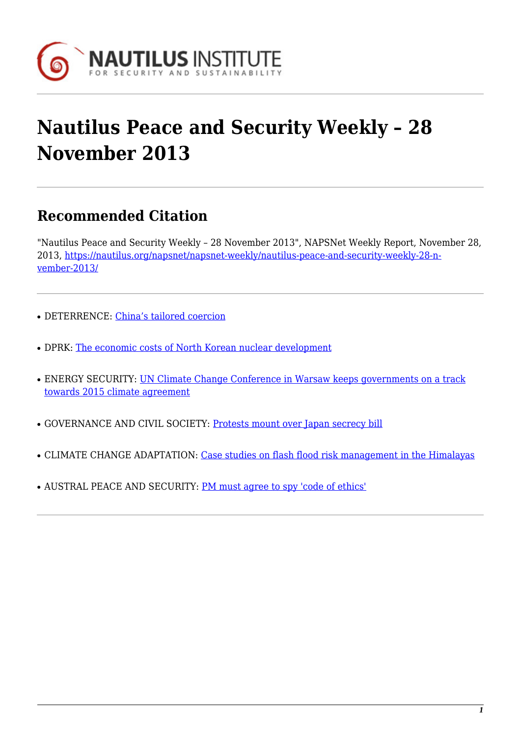# Nautilus Peace and Security Weekly – 28 November 2013

## Recommended Citation

"Nautilus Peace and Security Weekly – 28 November 2013", NAPSNet Weekly Report, November 28, 2013, https://nautilus.org/napsnet/napsnet-weekly/nautilus-peace-and-security-weekly-28-n-vember-2013/

- DETERRENCE: China's tailored coercion
- DPRK: The economic costs of North Korean nuclear development
- ENERGY SECURITY: UN Climate Change Conference in Warsaw keeps governments on a track towards 2015 climate agreement
- GOVERNANCE AND CIVIL SOCIETY: Protests mount over Japan secrecy bill
- CLIMATE CHANGE ADAPTATION: Case studies on flash flood risk management in the Himalayas
- AUSTRAL PEACE AND SECURITY: PM must agree to spy 'code of ethics'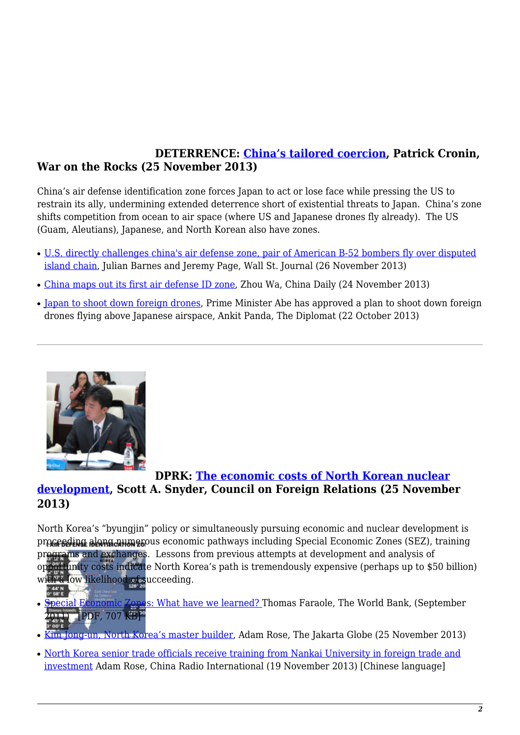**DETERRENCE: China's tailored coercion, Patrick Cronin, War on the Rocks (25 November 2013)**

China's air defense identification zone forces Japan to act or lose face while pressing the US to restrain its ally, undermining extended deterrence short of existential threats to Japan. China's zone shifts competition from ocean to air space (where US and Japanese drones fly already). The US (Guam, Aleutians), Japanese, and North Korean also have zones.

- U.S. directly challenges china's air defense zone, pair of American B-52 bombers fly over disputed island chain, Julian Barnes and Jeremy Page, Wall St. Journal (26 November 2013)
- China maps out its first air defense ID zone, Zhou Wa, China Daily (24 November 2013)
- Japan to shoot down foreign drones, Prime Minister Abe has approved a plan to shoot down foreign drones flying above Japanese airspace, Ankit Panda, The Diplomat (22 October 2013)

---

**DPRK: The economic costs of North Korean nuclear development, Scott A. Snyder, Council on Foreign Relations (25 November 2013)**

North Korea's "byungjin" policy or simultaneously pursuing economic and nuclear development is proceeding along numerous economic pathways including Special Economic Zones (SEZ), training programs and exchanges. Lessons from previous attempts at development and analysis of opportunity costs indicate North Korea's path is tremendously expensive (perhaps up to $50 billion) with a low likelihood of succeeding.

- Special Economic Zones: What have we learned? Thomas Faraole, The World Bank, (September 2011) [PDF, 707 KB]
- Kim Jong-un, North Korea's master builder, Adam Rose, The Jakarta Globe (25 November 2013)
- North Korea senior trade officials receive training from Nankai University in foreign trade and investment Adam Rose, China Radio International (19 November 2013) [Chinese language]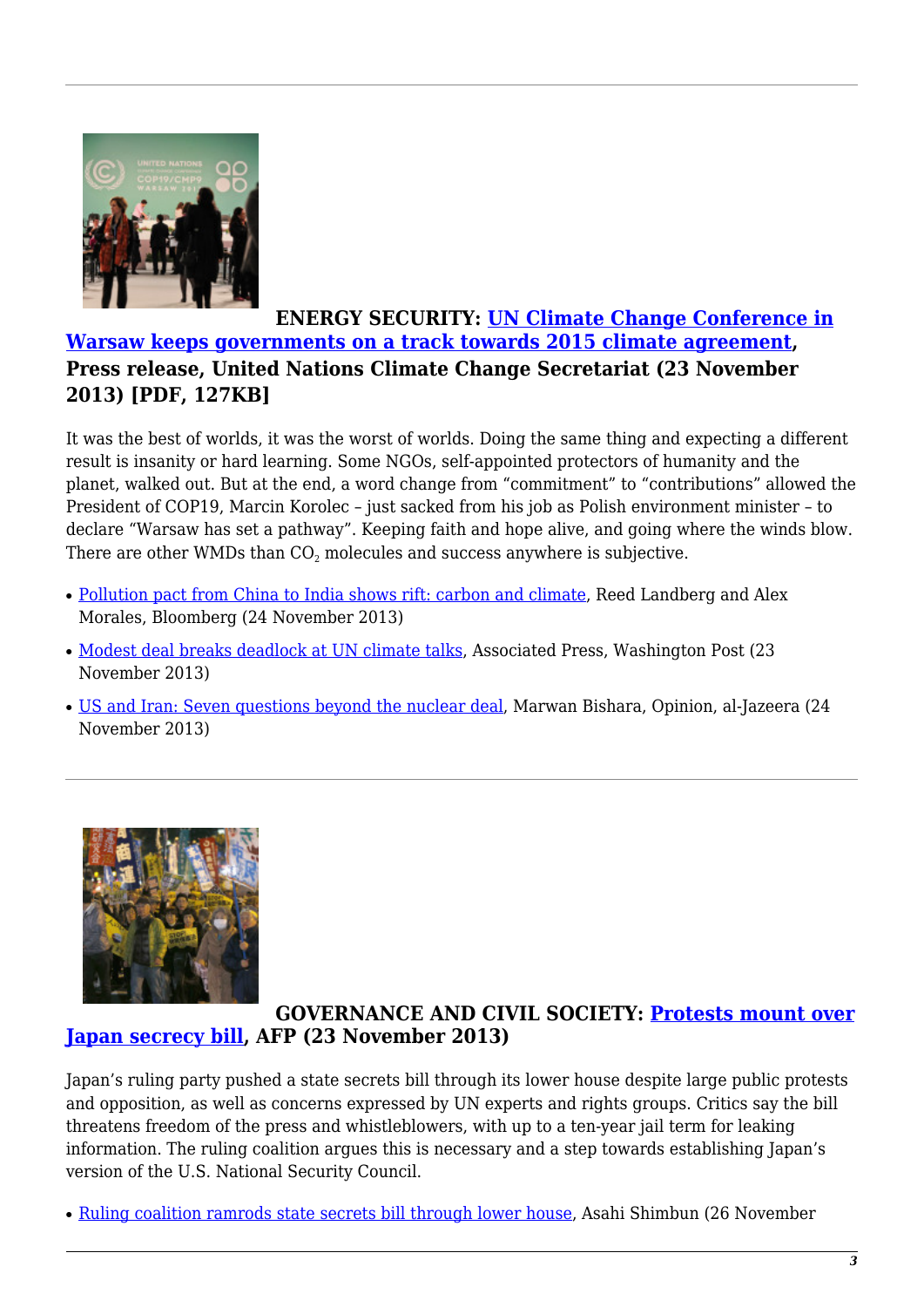**ENERGY SECURITY: UN Climate Change Conference in Warsaw keeps governments on a track towards 2015 climate agreement, Press release, United Nations Climate Change Secretariat (23 November 2013) [PDF, 127KB]**

It was the best of worlds, it was the worst of worlds. Doing the same thing and expecting a different result is insanity or hard learning. Some NGOs, self-appointed protectors of humanity and the planet, walked out. But at the end, a word change from "commitment" to "contributions" allowed the President of COP19, Marcin Korolec – just sacked from his job as Polish environment minister – to declare "Warsaw has set a pathway". Keeping faith and hope alive, and going where the winds blow. There are other WMDs than $CO_2$ molecules and success anywhere is subjective.

- Pollution pact from China to India shows rift: carbon and climate, Reed Landberg and Alex Morales, Bloomberg (24 November 2013)
- Modest deal breaks deadlock at UN climate talks, Associated Press, Washington Post (23 November 2013)
- US and Iran: Seven questions beyond the nuclear deal, Marwan Bishara, Opinion, al-Jazeera (24 November 2013)

---

**GOVERNANCE AND CIVIL SOCIETY: Protests mount over Japan secrecy bill, AFP (23 November 2013)**

Japan's ruling party pushed a state secrets bill through its lower house despite large public protests and opposition, as well as concerns expressed by UN experts and rights groups. Critics say the bill threatens freedom of the press and whistleblowers, with up to a ten-year jail term for leaking information. The ruling coalition argues this is necessary and a step towards establishing Japan's version of the U.S. National Security Council.

- Ruling coalition ramrods state secrets bill through lower house, Asahi Shimbun (26 November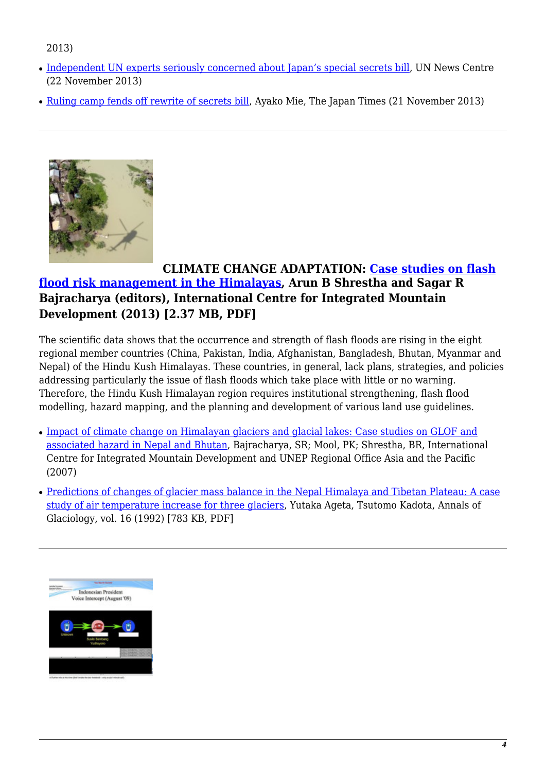2013)

- Independent UN experts seriously concerned about Japan's special secrets bill, UN News Centre (22 November 2013)
- Ruling camp fends off rewrite of secrets bill, Ayako Mie, The Japan Times (21 November 2013)

---

**CLIMATE CHANGE ADAPTATION: Case studies on flash flood risk management in the Himalayas, Arun B Shrestha and Sagar R Bajracharya (editors), International Centre for Integrated Mountain Development (2013) [2.37 MB, PDF]**

The scientific data shows that the occurrence and strength of flash floods are rising in the eight regional member countries (China, Pakistan, India, Afghanistan, Bangladesh, Bhutan, Myanmar and Nepal) of the Hindu Kush Himalayas. These countries, in general, lack plans, strategies, and policies addressing particularly the issue of flash floods which take place with little or no warning. Therefore, the Hindu Kush Himalayan region requires institutional strengthening, flash flood modelling, hazard mapping, and the planning and development of various land use guidelines.

- Impact of climate change on Himalayan glaciers and glacial lakes: Case studies on GLOF and associated hazard in Nepal and Bhutan, Bajracharya, SR; Mool, PK; Shrestha, BR, International Centre for Integrated Mountain Development and UNEP Regional Office Asia and the Pacific (2007)
- Predictions of changes of glacier mass balance in the Nepal Himalaya and Tibetan Plateau: A case study of air temperature increase for three glaciers, Yutaka Ageta, Tsutomo Kadota, Annals of Glaciology, vol. 16 (1992) [783 KB, PDF]

---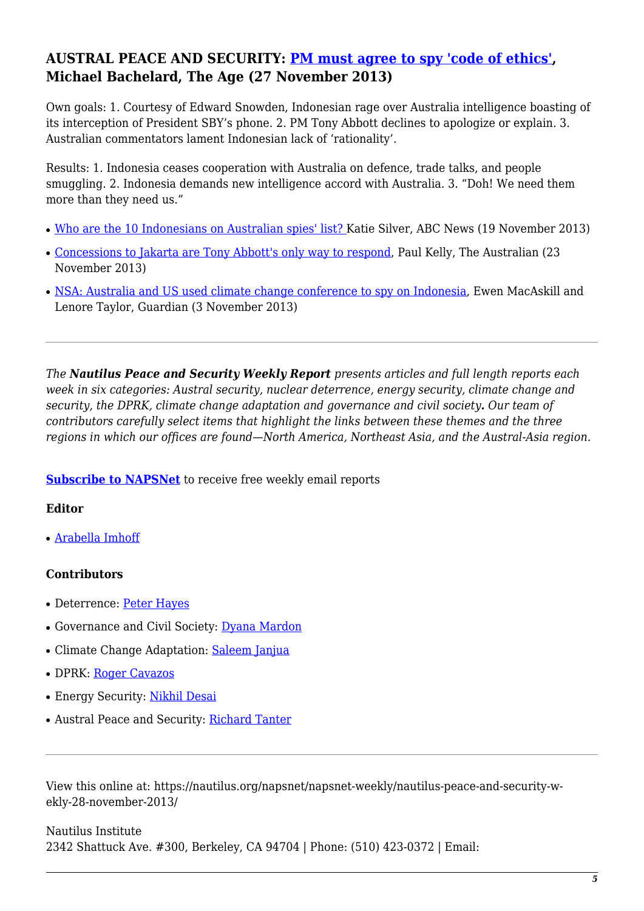### AUSTRAL PEACE AND SECURITY: [PM must agree to spy 'code of ethics'](), Michael Bachelard, The Age (27 November 2013)

Own goals: 1. Courtesy of Edward Snowden, Indonesian rage over Australia intelligence boasting of its interception of President SBY's phone. 2. PM Tony Abbott declines to apologize or explain. 3. Australian commentators lament Indonesian lack of 'rationality'.

Results: 1. Indonesia ceases cooperation with Australia on defence, trade talks, and people smuggling. 2. Indonesia demands new intelligence accord with Australia. 3. "Doh! We need them more than they need us."

- [Who are the 10 Indonesians on Australian spies' list?]() Katie Silver, ABC News (19 November 2013)
- [Concessions to Jakarta are Tony Abbott's only way to respond](), Paul Kelly, The Australian (23 November 2013)
- [NSA: Australia and US used climate change conference to spy on Indonesia](), Ewen MacAskill and Lenore Taylor, Guardian (3 November 2013)

---

*The **Nautilus Peace and Security Weekly Report** presents articles and full length reports each week in six categories: Austral security, nuclear deterrence, energy security, climate change and security, the DPRK, climate change adaptation and governance and civil society**.** Our team of contributors carefully select items that highlight the links between these themes and the three regions in which our offices are found—North America, Northeast Asia, and the Austral-Asia region.*

**[Subscribe to NAPSNet]()** to receive free weekly email reports

**Editor**

- [Arabella Imhoff]()

**Contributors**

- Deterrence: [Peter Hayes]()
- Governance and Civil Society: [Dyana Mardon]()
- Climate Change Adaptation: [Saleem Janjua]()
- DPRK: [Roger Cavazos]()
- Energy Security: [Nikhil Desai]()
- Austral Peace and Security: [Richard Tanter]()

---

View this online at: https://nautilus.org/napsnet/napsnet-weekly/nautilus-peace-and-security-weekly-28-november-2013/

Nautilus Institute
2342 Shattuck Ave. #300, Berkeley, CA 94704 | Phone: (510) 423-0372 | Email: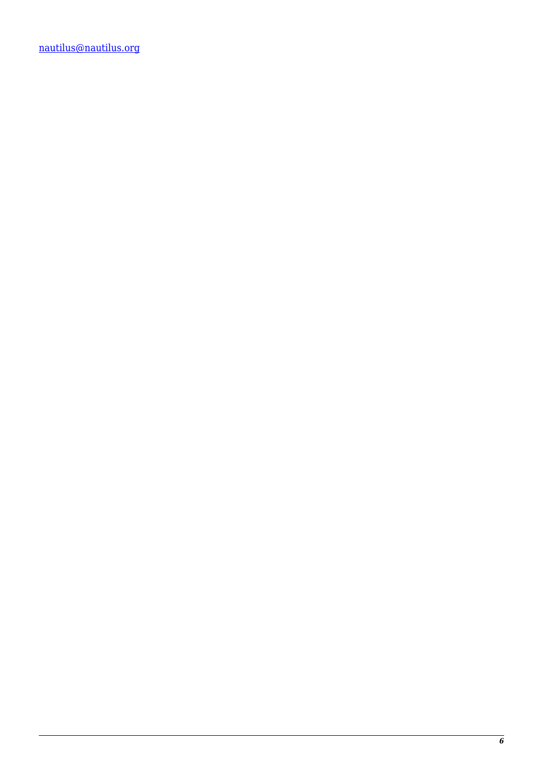[nautilus@nautilus.org](mailto:nautilus@nautilus.org)